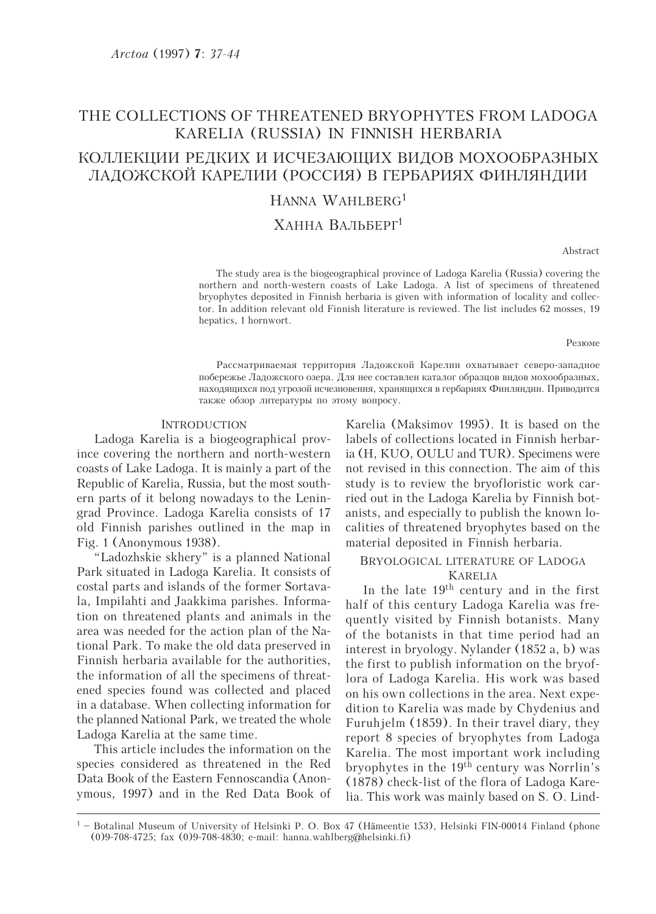# THE COLLECTIONS OF THREATENED BRYOPHYTES FROM LADOGA KARELIA (RUSSIA) IN FINNISH HERBARIA

# КОЛЛЕКЦИИ РЕДКИХ И ИСЧЕЗАЮЩИХ ВИДОВ МОХООБРАЗНЫХ ЛАДОЖСКОЙ КАРЕЛИИ (РОССИЯ) В ГЕРБАРИЯХ ФИНЛЯНДИИ

HANNA WAHLBERG[1]

ХАННА ВАЛЬБЕРГ[1]

Abstract

The study area is the biogeographical province of Ladoga Karelia (Russia) covering the northern and north-western coasts of Lake Ladoga. A list of specimens of threatened bryophytes deposited in Finnish herbaria is given with information of locality and collector. In addition relevant old Finnish literature is reviewed. The list includes 62 mosses, 19 hepatics, 1 hornwort.

Резюме

Рассматриваемая территория Ладожской Карелии охватывает северо-западное побережье Ладожского озера. Для нее составлен каталог образцов видов мохообразных, находящихся под угрозой исчезновения, хранящихся в гербариях Финляндии. Приводится также обзор литературы по этому вопросу.

## INTRODUCTION

Ladoga Karelia is a biogeographical province covering the northern and north-western coasts of Lake Ladoga. It is mainly a part of the Republic of Karelia, Russia, but the most southern parts of it belong nowadays to the Leningrad Province. Ladoga Karelia consists of 17 old Finnish parishes outlined in the map in Fig. 1 (Anonymous 1938).

"Ladozhskie skhery" is a planned National Park situated in Ladoga Karelia. It consists of costal parts and islands of the former Sortavala, Impilahti and Jaakkima parishes. Information on threatened plants and animals in the area was needed for the action plan of the National Park. To make the old data preserved in Finnish herbaria available for the authorities, the information of all the specimens of threatened species found was collected and placed in a database. When collecting information for the planned National Park, we treated the whole Ladoga Karelia at the same time.

This article includes the information on the species considered as threatened in the Red Data Book of the Eastern Fennoscandia (Anonymous, 1997) and in the Red Data Book of Karelia (Maksimov 1995). It is based on the labels of collections located in Finnish herbaria (H, KUO, OULU and TUR). Specimens were not revised in this connection. The aim of this study is to review the bryofloristic work carried out in the Ladoga Karelia by Finnish botanists, and especially to publish the known localities of threatened bryophytes based on the material deposited in Finnish herbaria.

## BRYOLOGICAL LITERATURE OF LADOGA KARELIA

In the late 19th century and in the first half of this century Ladoga Karelia was frequently visited by Finnish botanists. Many of the botanists in that time period had an interest in bryology. Nylander (1852 a, b) was the first to publish information on the bryoflora of Ladoga Karelia. His work was based on his own collections in the area. Next expedition to Karelia was made by Chydenius and Furuhjelm (1859). In their travel diary, they report 8 species of bryophytes from Ladoga Karelia. The most important work including bryophytes in the 19th century was Norrlin's (1878) check-list of the flora of Ladoga Karelia. This work was mainly based on S. O. Lind-

[1] – Botalinal Museum of University of Helsinki P. O. Box 47 (Hämeentie 153), Helsinki FIN-00014 Finland (phone (0)9-708-4725; fax (0)9-708-4830; e-mail: hanna.wahlberg@helsinki.fi)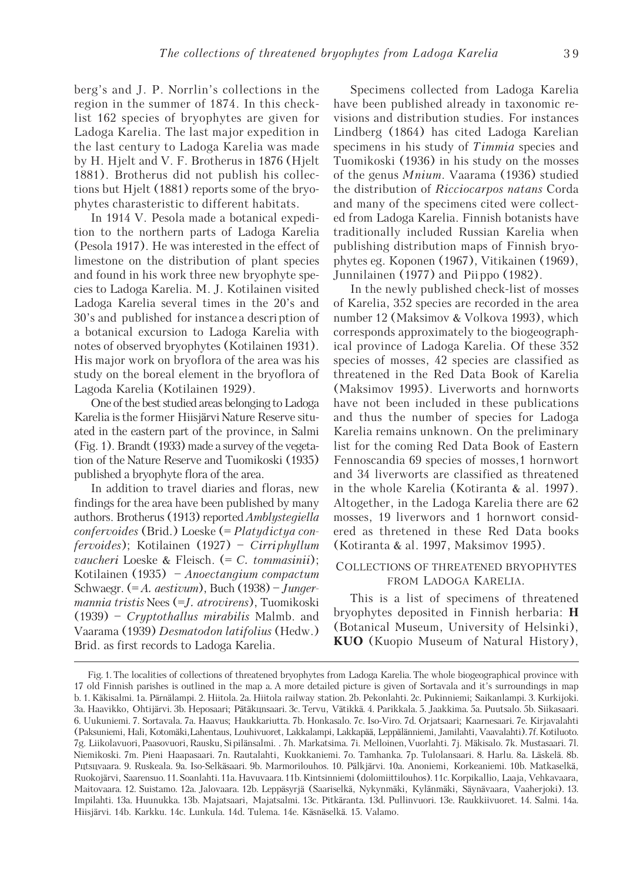berg's and J. P. Norrlin's collections in the region in the summer of 1874. In this checklist 162 species of bryophytes are given for Ladoga Karelia. The last major expedition in the last century to Ladoga Karelia was made by H. Hjelt and V. F. Brotherus in 1876 (Hjelt 1881). Brotherus did not publish his collections but Hjelt (1881) reports some of the bryophytes charasteristic to different habitats.

In 1914 V. Pesola made a botanical expedition to the northern parts of Ladoga Karelia (Pesola 1917). He was interested in the effect of limestone on the distribution of plant species and found in his work three new bryophyte species to Ladoga Karelia. M. J. Kotilainen visited Ladoga Karelia several times in the 20's and 30's and published for instance a description of a botanical excursion to Ladoga Karelia with notes of observed bryophytes (Kotilainen 1931). His major work on bryoflora of the area was his study on the boreal element in the bryoflora of Lagoda Karelia (Kotilainen 1929).

One of the best studied areas belonging to Ladoga Karelia is the former Hiisjärvi Nature Reserve situated in the eastern part of the province, in Salmi (Fig. 1). Brandt (1933) made a survey of the vegetation of the Nature Reserve and Tuomikoski (1935) published a bryophyte flora of the area.

In addition to travel diaries and floras, new findings for the area have been published by many authors. Brotherus (1913) reported *Amblystegiella confervoides* (Brid.) Loeske (= *Platydictya confervoides*); Kotilainen (1927) – *Cirriphyllum vaucheri* Loeske & Fleisch. (= *C. tommasinii*); Kotilainen (1935) – *Anoectangium compactum* Schwaegr. (= *A. aestivum*), Buch (1938) – *Jungermannia tristis* Nees (= *J. atrovirens*), Tuomikoski (1939) – *Cryptothallus mirabilis* Malmb. and Vaarama (1939) *Desmatodon latifolius* (Hedw.) Brid. as first records to Ladoga Karelia.

Specimens collected from Ladoga Karelia have been published already in taxonomic revisions and distribution studies. For instances Lindberg (1864) has cited Ladoga Karelian specimens in his study of *Timmia* species and Tuomikoski (1936) in his study on the mosses of the genus *Mnium*. Vaarama (1936) studied the distribution of *Ricciocarpos natans* Corda and many of the specimens cited were collected from Ladoga Karelia. Finnish botanists have traditionally included Russian Karelia when publishing distribution maps of Finnish bryophytes eg. Koponen (1967), Vitikainen (1969), Junnilainen (1977) and Piippo (1982).

In the newly published check-list of mosses of Karelia, 352 species are recorded in the area number 12 (Maksimov & Volkova 1993), which corresponds approximately to the biogeographical province of Ladoga Karelia. Of these 352 species of mosses, 42 species are classified as threatened in the Red Data Book of Karelia (Maksimov 1995). Liverworts and hornworts have not been included in these publications and thus the number of species for Ladoga Karelia remains unknown. On the preliminary list for the coming Red Data Book of Eastern Fennoscandia 69 species of mosses, 1 hornwort and 34 liverworts are classified as threatened in the whole Karelia (Kotiranta & al. 1997). Altogether, in the Ladoga Karelia there are 62 mosses, 19 liverwors and 1 hornwort considered as thretened in these Red Data books (Kotiranta & al. 1997, Maksimov 1995).

## Collections of threatened bryophytes from Ladoga Karelia.

This is a list of specimens of threatened bryophytes deposited in Finnish herbaria: **H** (Botanical Museum, University of Helsinki), **KUO** (Kuopio Museum of Natural History),

Fig. 1. The localities of collections of threatened bryophytes from Ladoga Karelia. The whole biogeographical province with 17 old Finnish parishes is outlined in the map a. A more detailed picture is given of Sortavala and it's surroundings in map b. 1. Käkisalmi. 1a. Pärnälampi. 2. Hiitola. 2a. Hiitola railway station. 2b. Pekonlahti. 2c. Pukinniemi; Saikanlampi. 3. Kurkijoki. 3a. Haavikko, Ohtijärvi. 3b. Heposaari; Pätäkunsaari. 3c. Tervu, Vätikkä. 4. Parikkala. 5. Jaakkima. 5a. Puutsalo. 5b. Siikasaari. 6. Uukuniemi. 7. Sortavala. 7a. Haavus; Haukkariutta. 7b. Honkasalo. 7c. Iso-Viro. 7d. Orjatsaari; Kaarnesaari. 7e. Kirjavalahti (Paksuniemi, Hali, Kotomäki, Lahentaus, Louhivuoret, Lakkalampi, Lakkapää, Leppälänniemi, Jamilahti, Vaavalahti). 7f. Kotiluoto. 7g. Liikolavuori, Paasovuori, Rausku, Sipilänsalmi. . 7h. Markatsima. 7i. Melloinen, Vuorlahti. 7j. Mäkisalo. 7k. Mustasaari. 7l. Niemikoski. 7m. Pieni Haapasaari. 7n. Rautalahti, Kuokkaniemi. 7o. Tamhanka. 7p. Tulolansaari. 8. Harlu. 8a. Läskelä. 8b. Putsuvaara. 9. Ruskeala. 9a. Iso-Selkäsaari. 9b. Marmorilouhos. 10. Pälkjärvi. 10a. Anoniemi, Korkeaniemi. 10b. Matkaselkä, Ruokojärvi, Saarensuo. 11. Soanlahti. 11a. Havuvaara. 11b. Kintsinniemi (dolomiittilouhos). 11c. Korpikallio, Laaja, Vehkavaara, Maitovaara. 12. Suistamo. 12a. Jalovaara. 12b. Leppäsyrjä (Saariselkä, Nykynmäki, Kylänmäki, Säynävaara, Vaaherjoki). 13. Impilahti. 13a. Huunukka. 13b. Majatsaari, Majatsalmi. 13c. Pitkäranta. 13d. Pullinvuori. 13e. Raukkiivuoret. 14. Salmi. 14a. Hiisjärvi. 14b. Karkku. 14c. Lunkula. 14d. Tulema. 14e. Käsnäselkä. 15. Valamo.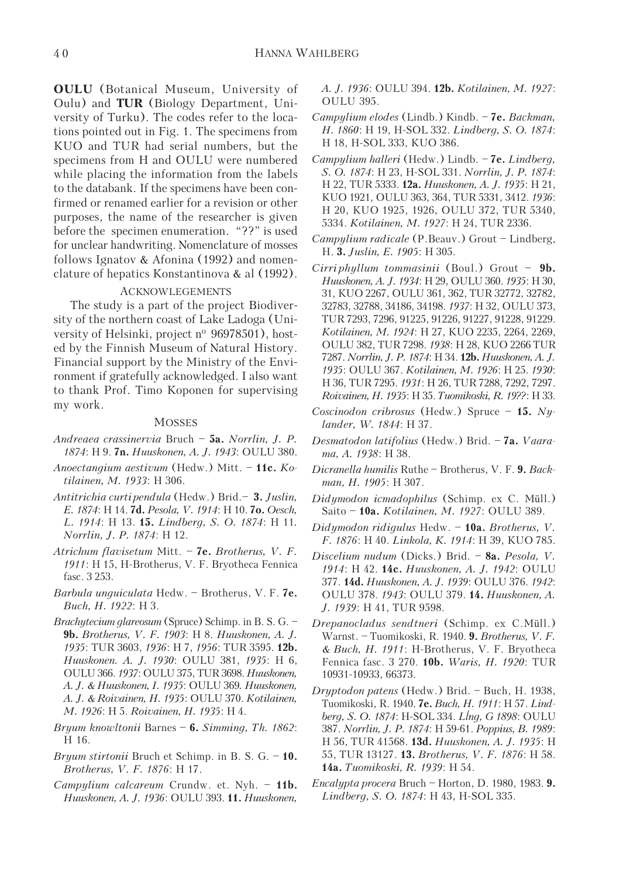**OULU** (Botanical Museum, University of Oulu) and **TUR** (Biology Department, University of Turku). The codes refer to the locations pointed out in Fig. 1. The specimens from KUO and TUR had serial numbers, but the specimens from H and OULU were numbered while placing the information from the labels to the databank. If the specimens have been confirmed or renamed earlier for a revision or other purposes, the name of the researcher is given before the specimen enumeration. "??" is used for unclear handwriting. Nomenclature of mosses follows Ignatov & Afonina (1992) and nomenclature of hepatics Konstantinova & al (1992).

## Acknowlegements

The study is a part of the project Biodiversity of the northern coast of Lake Ladoga (University of Helsinki, project nº 96978501), hosted by the Finnish Museum of Natural History. Financial support by the Ministry of the Environment if gratefully acknowledged. I also want to thank Prof. Timo Koponen for supervising my work.

## Mosses

*Andreaea crassinervia* Bruch – **5a.** *Norrlin, J. P. 1874*: H 9. **7n.** *Huuskonen, A. J. 1943*: OULU 380.

*Anoectangium aestivum* (Hedw.) Mitt. – **11c.** *Kotilainen, M. 1933*: H 306.

*Antitrichia curtipendula* (Hedw.) Brid.– **3.** *Juslin, E. 1874*: H 14. **7d.** *Pesola, V. 1914*: H 10. **7o.** *Oesch, L. 1914*: H 13. **15.** *Lindberg, S. O. 1874*: H 11. *Norrlin, J. P. 1874*: H 12.

*Atrichum flavisetum* Mitt. – **7e.** *Brotherus, V. F. 1911*: H 15, H-Brotherus, V. F. Bryotheca Fennica fasc. 3 253.

*Barbula unguiculata* Hedw. – Brotherus, V. F. **7e.** *Buch, H. 1922*: H 3.

*Brachytecium glareosum* (Spruce) Schimp. in B. S. G. – **9b.** *Brotherus, V. F. 1903*: H 8. *Huuskonen, A. J. 1935*: TUR 3603, *1936*: H 7, *1956*: TUR 3595. **12b.** *Huuskonen. A. J. 1930*: OULU 381, *1935*: H 6, OULU 366. *1937*: OULU 375, TUR 3698. *Huuskonen, A. J. & Huuskonen, I. 1935*: OULU 369. *Huuskonen, A. J. & Roivainen, H. 1935*: OULU 370. *Kotilainen, M. 1926*: H 5. *Roivainen, H. 1935*: H 4.

*Bryum knowltonii* Barnes – **6.** *Simming, Th. 1862*: H 16.

*Bryum stirtonii* Bruch et Schimp. in B. S. G. – **10.** *Brotherus, V. F. 1876*: H 17.

*Campylium calcareum* Crundw. et. Nyh. – **11b.** *Huuskonen, A. J. 1936*: OULU 393. **11.** *Huuskonen, A. J. 1936*: OULU 394. **12b.** *Kotilainen, M. 1927*: OULU 395.

*Campylium elodes* (Lindb.) Kindb. – **7e.** *Backman, H. 1860*: H 19, H-SOL 332. *Lindberg, S. O. 1874*: H 18, H-SOL 333, KUO 386.

*Campylium halleri* (Hedw.) Lindb. – **7e.** *Lindberg, S. O. 1874*: H 23, H-SOL 331. *Norrlin, J. P. 1874*: H 22, TUR 5333. **12a.** *Huuskonen, A. J. 1935*: H 21, KUO 1921, OULU 363, 364, TUR 5331, 3412. *1936*: H 20, KUO 1925, 1926, OULU 372, TUR 5340, 5334. *Kotilainen, M. 1927*: H 24, TUR 2336.

*Campylium radicale* (P.Beauv.) Grout – Lindberg, H. **3.** *Juslin, E. 1905*: H 305.

*Cirriphyllum tommasinii* (Boul.) Grout – **9b.** *Huuskonen, A. J. 1934*: H 29, OULU 360. *1935*: H 30, 31, KUO 2267, OULU 361, 362, TUR 32772, 32782, 32783, 32788, 34186, 34198. *1937*: H 32, OULU 373, TUR 7293, 7296, 91225, 91226, 91227, 91228, 91229. *Kotilainen, M. 1924*: H 27, KUO 2235, 2264, 2269, OULU 382, TUR 7298. *1938*: H 28, KUO 2266 TUR 7287. *Norrlin, J. P. 1874*: H 34. **12b.** *Huuskonen, A. J. 1935*: OULU 367. *Kotilainen, M. 1926*: H 25. *1930*: H 36, TUR 7295. *1931*: H 26, TUR 7288, 7292, 7297. *Roivainen, H. 1935*: H 35. *Tuomikoski, R. 19??*: H 33.

*Coscinodon cribrosus* (Hedw.) Spruce – **15.** *Nylander, W. 1844*: H 37.

*Desmatodon latifolius* (Hedw.) Brid. – **7a.** *Vaarama, A. 1938*: H 38.

*Dicranella humilis* Ruthe – Brotherus, V. F. **9.** *Backman, H. 1905*: H 307.

*Didymodon icmadophilus* (Schimp. ex C. Müll.) Saito – **10a.** *Kotilainen, M. 1927*: OULU 389.

*Didymodon ridigulus* Hedw. – **10a.** *Brotherus, V. F. 1876*: H 40. *Linkola, K. 1914*: H 39, KUO 785.

*Discelium nudum* (Dicks.) Brid. – **8a.** *Pesola, V. 1914*: H 42. **14c.** *Huuskonen, A. J. 1942*: OULU 377. **14d.** *Huuskonen, A. J. 1939*: OULU 376. *1942*: OULU 378. *1943*: OULU 379. **14.** *Huuskonen, A. J. 1939*: H 41, TUR 9598.

*Drepanocladus sendtneri* (Schimp. ex C.Müll.) Warnst. – Tuomikoski, R. 1940. **9.** *Brotherus, V. F. & Buch, H. 1911*: H-Brotherus, V. F. Bryotheca Fennica fasc. 3 270. **10b.** *Waris, H. 1920*: TUR 10931-10933, 66373.

*Dryptodon patens* (Hedw.) Brid. – Buch, H. 1938, Tuomikoski, R. 1940. **7e.** *Buch, H. 1911*: H 57. *Lindberg, S. O. 1874*: H-SOL 334. *Lĺng, G 1898*: OULU 387. *Norrlin, J. P. 1874*: H 59-61. *Poppius, B. 1989*: H 56, TUR 41568. **13d.** *Huuskonen, A. J. 1935*: H 55, TUR 13127. **13.** *Brotherus, V. F. 1876*: H 58. **14a.** *Tuomikoski, R. 1939*: H 54.

*Encalypta procera* Bruch – Horton, D. 1980, 1983. **9.** *Lindberg, S. O. 1874*: H 43, H-SOL 335.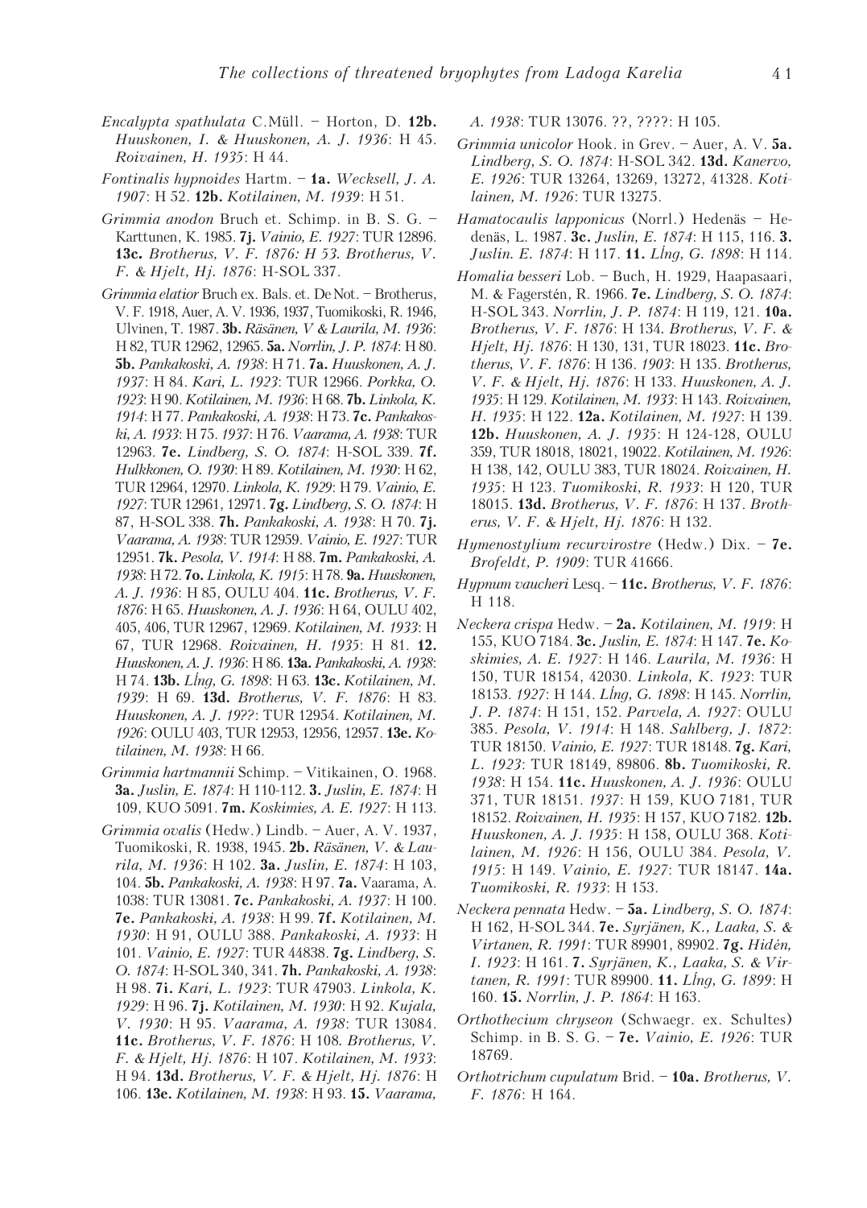*Encalypta spathulata* C.Müll. – Horton, D. **12b.** *Huuskonen, I. & Huuskonen, A. J. 1936*: H 45. *Roivainen, H. 1935*: H 44.

*Fontinalis hypnoides* Hartm. – **1a.** *Wecksell, J. A. 1907*: H 52. **12b.** *Kotilainen, M. 1939*: H 51.

*Grimmia anodon* Bruch et. Schimp. in B. S. G. – Karttunen, K. 1985. **7j.** *Vainio, E. 1927*: TUR 12896. **13c.** *Brotherus, V. F. 1876: H 53. Brotherus, V. F. & Hjelt, Hj. 1876*: H-SOL 337.

*Grimmia elatior* Bruch ex. Bals. et. De Not. – Brotherus, V. F. 1918, Auer, A. V. 1936, 1937, Tuomikoski, R. 1946, Ulvinen, T. 1987. **3b.** *Räsänen, V & Laurila, M. 1936*: H 82, TUR 12962, 12965. **5a.** *Norrlin, J. P. 1874*: H 80. **5b.** *Pankakoski, A. 1938*: H 71. **7a.** *Huuskonen, A. J. 1937*: H 84. *Kari, L. 1923*: TUR 12966. *Porkka, O. 1923*: H 90. *Kotilainen, M. 1936*: H 68. **7b.** *Linkola, K. 1914*: H 77. *Pankakoski, A. 1938*: H 73. **7c.** *Pankakoski, A. 1933*: H 75. *1937*: H 76. *Vaarama, A. 1938*: TUR 12963. **7e.** *Lindberg, S. O. 1874*: H-SOL 339. **7f.** *Hulkkonen, O. 1930*: H 89. *Kotilainen, M. 1930*: H 62, TUR 12964, 12970. *Linkola, K. 1929*: H 79. *Vainio, E. 1927*: TUR 12961, 12971. **7g.** *Lindberg, S. O. 1874*: H 87, H-SOL 338. **7h.** *Pankakoski, A. 1938*: H 70. **7j.** *Vaarama, A. 1938*: TUR 12959. *Vainio, E. 1927*: TUR 12951. **7k.** *Pesola, V. 1914*: H 88. **7m.** *Pankakoski, A. 1938*: H 72. **7o.** *Linkola, K. 1915*: H 78. **9a.** *Huuskonen, A. J. 1936*: H 85, OULU 404. **11c.** *Brotherus, V. F. 1876*: H 65. *Huuskonen, A. J. 1936*: H 64, OULU 402, 405, 406, TUR 12967, 12969. *Kotilainen, M. 1933*: H 67, TUR 12968. *Roivainen, H. 1935*: H 81. **12.** *Huuskonen, A. J. 1936*: H 86. **13a.** *Pankakoski, A. 1938*: H 74. **13b.** *Lĺng, G. 1898*: H 63. **13c.** *Kotilainen, M. 1939*: H 69. **13d.** *Brotherus, V. F. 1876*: H 83. *Huuskonen, A. J. 19??*: TUR 12954. *Kotilainen, M. 1926*: OULU 403, TUR 12953, 12956, 12957. **13e.** *Kotilainen, M. 1938*: H 66.

*Grimmia hartmannii* Schimp. – Vitikainen, O. 1968. **3a.** *Juslin, E. 1874*: H 110-112. **3.** *Juslin, E. 1874*: H 109, KUO 5091. **7m.** *Koskimies, A. E. 1927*: H 113.

*Grimmia ovalis* (Hedw.) Lindb. – Auer, A. V. 1937, Tuomikoski, R. 1938, 1945. **2b.** *Räsänen, V. & Laurila, M. 1936*: H 102. **3a.** *Juslin, E. 1874*: H 103, 104. **5b.** *Pankakoski, A. 1938*: H 97. **7a.** Vaarama, A. 1038: TUR 13081. **7c.** *Pankakoski, A. 1937*: H 100. **7e.** *Pankakoski, A. 1938*: H 99. **7f.** *Kotilainen, M. 1930*: H 91, OULU 388. *Pankakoski, A. 1933*: H 101. *Vainio, E. 1927*: TUR 44838. **7g.** *Lindberg, S. O. 1874*: H-SOL 340, 341. **7h.** *Pankakoski, A. 1938*: H 98. **7i.** *Kari, L. 1923*: TUR 47903. *Linkola, K. 1929*: H 96. **7j.** *Kotilainen, M. 1930*: H 92. *Kujala, V. 1930*: H 95. *Vaarama, A. 1938*: TUR 13084. **11c.** *Brotherus, V. F. 1876*: H 108. *Brotherus, V. F. & Hjelt, Hj. 1876*: H 107. *Kotilainen, M. 1933*: H 94. **13d.** *Brotherus, V. F. & Hjelt, Hj. 1876*: H 106. **13e.** *Kotilainen, M. 1938*: H 93. **15.** *Vaarama, A. 1938*: TUR 13076. ??, ????: H 105.

*Grimmia unicolor* Hook. in Grev. – Auer, A. V. **5a.** *Lindberg, S. O. 1874*: H-SOL 342. **13d.** *Kanervo, E. 1926*: TUR 13264, 13269, 13272, 41328. *Kotilainen, M. 1926*: TUR 13275.

*Hamatocaulis lapponicus* (Norrl.) Hedenäs – Hedenäs, L. 1987. **3c.** *Juslin, E. 1874*: H 115, 116. **3.** *Juslin. E. 1874*: H 117. **11.** *Lĺng, G. 1898*: H 114.

*Homalia besseri* Lob. – Buch, H. 1929, Haapasaari, M. & Fagerstén, R. 1966. **7e.** *Lindberg, S. O. 1874*: H-SOL 343. *Norrlin, J. P. 1874*: H 119, 121. **10a.** *Brotherus, V. F. 1876*: H 134. *Brotherus, V. F. & Hjelt, Hj. 1876*: H 130, 131, TUR 18023. **11c.** *Brotherus, V. F. 1876*: H 136. *1903*: H 135. *Brotherus, V. F. & Hjelt, Hj. 1876*: H 133. *Huuskonen, A. J. 1935*: H 129. *Kotilainen, M. 1933*: H 143. *Roivainen, H. 1935*: H 122. **12a.** *Kotilainen, M. 1927*: H 139. **12b.** *Huuskonen, A. J. 1935*: H 124-128, OULU 359, TUR 18018, 18021, 19022. *Kotilainen, M. 1926*: H 138, 142, OULU 383, TUR 18024. *Roivainen, H. 1935*: H 123. *Tuomikoski, R. 1933*: H 120, TUR 18015. **13d.** *Brotherus, V. F. 1876*: H 137. *Brotherus, V. F. & Hjelt, Hj. 1876*: H 132.

*Hymenostylium recurvirostre* (Hedw.) Dix. – **7e.** *Brofeldt, P. 1909*: TUR 41666.

*Hypnum vaucheri* Lesq. – **11c.** *Brotherus, V. F. 1876*: H 118.

*Neckera crispa* Hedw. – **2a.** *Kotilainen, M. 1919*: H 155, KUO 7184. **3c.** *Juslin, E. 1874*: H 147. **7e.** *Koskimies, A. E. 1927*: H 146. *Laurila, M. 1936*: H 150, TUR 18154, 42030. *Linkola, K. 1923*: TUR 18153. *1927*: H 144. *Lĺng, G. 1898*: H 145. *Norrlin, J. P. 1874*: H 151, 152. *Parvela, A. 1927*: OULU 385. *Pesola, V. 1914*: H 148. *Sahlberg, J. 1872*: TUR 18150. *Vainio, E. 1927*: TUR 18148. **7g.** *Kari, L. 1923*: TUR 18149, 89806. **8b.** *Tuomikoski, R. 1938*: H 154. **11c.** *Huuskonen, A. J. 1936*: OULU 371, TUR 18151. *1937*: H 159, KUO 7181, TUR 18152. *Roivainen, H. 1935*: H 157, KUO 7182. **12b.** *Huuskonen, A. J. 1935*: H 158, OULU 368. *Kotilainen, M. 1926*: H 156, OULU 384. *Pesola, V. 1915*: H 149. *Vainio, E. 1927*: TUR 18147. **14a.** *Tuomikoski, R. 1933*: H 153.

*Neckera pennata* Hedw. – **5a.** *Lindberg, S. O. 1874*: H 162, H-SOL 344. **7e.** *Syrjänen, K., Laaka, S. & Virtanen, R. 1991*: TUR 89901, 89902. **7g.** *Hidén, I. 1923*: H 161. **7.** *Syrjänen, K., Laaka, S. & Virtanen, R. 1991*: TUR 89900. **11.** *Lĺng, G. 1899*: H 160. **15.** *Norrlin, J. P. 1864*: H 163.

*Orthothecium chryseon* (Schwaegr. ex. Schultes) Schimp. in B. S. G. – **7e.** *Vainio, E. 1926*: TUR 18769.

*Orthotrichum cupulatum* Brid. – **10a.** *Brotherus, V. F. 1876*: H 164.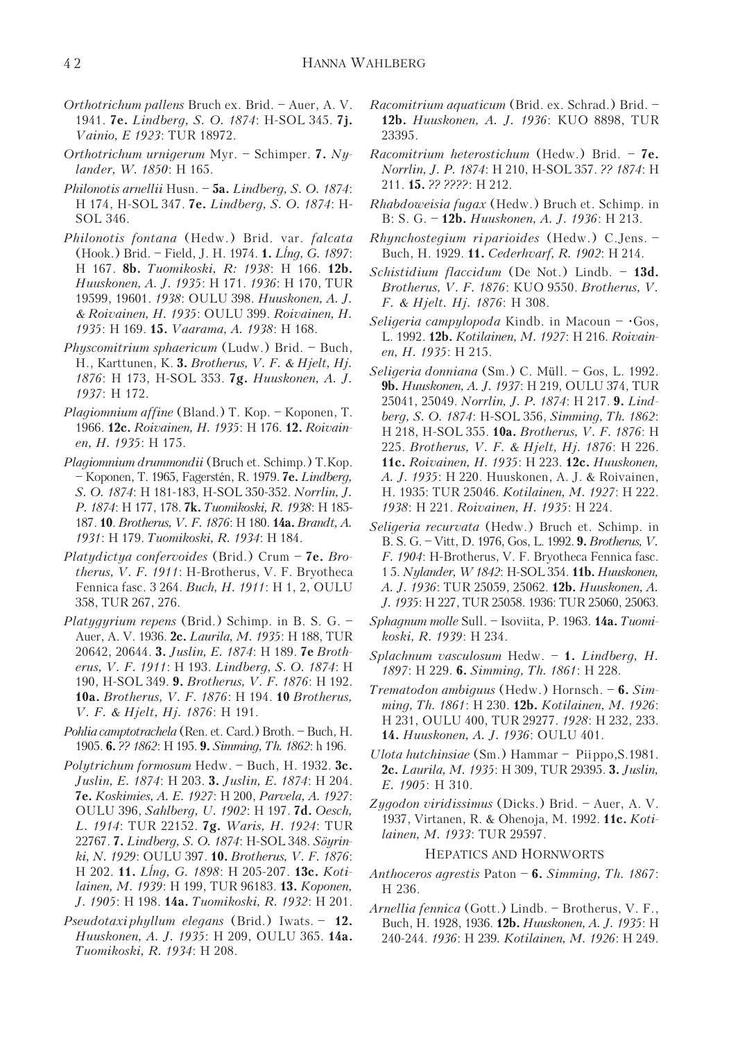*Orthotrichum pallens* Bruch ex. Brid. – Auer, A. V. 1941. **7e.** *Lindberg, S. O. 1874*: H-SOL 345. **7j.** *Vainio, E 1923*: TUR 18972.

*Orthotrichum urnigerum* Myr. – Schimper. **7.** *Nylander, W. 1850*: H 165.

*Philonotis arnellii* Husn. – **5a.** *Lindberg, S. O. 1874*: H 174, H-SOL 347. **7e.** *Lindberg, S. O. 1874*: H-SOL 346.

*Philonotis fontana* (Hedw.) Brid. var. *falcata* (Hook.) Brid. – Field, J. H. 1974. **1.** *Lĺng, G. 1897*: H 167. **8b.** *Tuomikoski, R: 1938*: H 166. **12b.** *Huuskonen, A. J. 1935*: H 171. *1936*: H 170, TUR 19599, 19601. *1938*: OULU 398. *Huuskonen, A. J. & Roivainen, H. 1935*: OULU 399. *Roivainen, H. 1935*: H 169. **15.** *Vaarama, A. 1938*: H 168.

*Physcomitrium sphaericum* (Ludw.) Brid. – Buch, H., Karttunen, K. **3.** *Brotherus, V. F. & Hjelt, Hj. 1876*: H 173, H-SOL 353. **7g.** *Huuskonen, A. J. 1937*: H 172.

*Plagiomnium affine* (Bland.) T. Kop. – Koponen, T. 1966. **12c.** *Roivainen, H. 1935*: H 176. **12.** *Roivainen, H. 1935*: H 175.

*Plagiomnium drummondii* (Bruch et. Schimp.) T.Kop. – Koponen, T. 1965, Fagerstén, R. 1979. **7e.** *Lindberg, S. O. 1874*: H 181-183, H-SOL 350-352. *Norrlin, J. P. 1874*: H 177, 178. **7k.** *Tuomikoski, R. 1938*: H 185-187. **10**. *Brotherus, V. F. 1876*: H 180. **14a.** *Brandt, A. 1931*: H 179. *Tuomikoski, R. 1934*: H 184.

*Platydictya confervoides* (Brid.) Crum – **7e.** *Brotherus, V. F. 1911*: H-Brotherus, V. F. Bryotheca Fennica fasc. 3 264. *Buch, H. 1911*: H 1, 2, OULU 358, TUR 267, 276.

*Platygyrium repens* (Brid.) Schimp. in B. S. G. – Auer, A. V. 1936. **2c.** *Laurila, M. 1935*: H 188, TUR 20642, 20644. **3.** *Juslin, E. 1874*: H 189. **7e** *Brotherus, V. F. 1911*: H 193. *Lindberg, S. O. 1874*: H 190, H-SOL 349. **9.** *Brotherus, V. F. 1876*: H 192. **10a.** *Brotherus, V. F. 1876*: H 194. **10** *Brotherus, V. F. & Hjelt, Hj. 1876*: H 191.

*Pohlia camptotrachela* (Ren. et. Card.) Broth. – Buch, H. 1905. **6.** *?? 1862*: H 195. **9.** *Simming, Th. 1862*: h 196.

*Polytrichum formosum* Hedw. – Buch, H. 1932. **3c.** *Juslin, E. 1874*: H 203. **3.** *Juslin, E. 1874*: H 204. **7e.** *Koskimies, A. E. 1927*: H 200, *Parvela, A. 1927*: OULU 396, *Sahlberg, U. 1902*: H 197. **7d.** *Oesch, L. 1914*: TUR 22152. **7g.** *Waris, H. 1924*: TUR 22767. **7.** *Lindberg, S. O. 1874*: H-SOL 348. *Söyrinki, N. 1929*: OULU 397. **10.** *Brotherus, V. F. 1876*: H 202. **11.** *Lĺng, G. 1898*: H 205-207. **13c.** *Kotilainen, M. 1939*: H 199, TUR 96183. **13.** *Koponen, J. 1905*: H 198. **14a.** *Tuomikoski, R. 1932*: H 201.

*Pseudotaxiphyllum elegans* (Brid.) Iwats. – **12.** *Huuskonen, A. J. 1935*: H 209, OULU 365. **14a.** *Tuomikoski, R. 1934*: H 208.

*Racomitrium aquaticum* (Brid. ex. Schrad.) Brid. – **12b.** *Huuskonen, A. J. 1936*: KUO 8898, TUR 23395.

*Racomitrium heterostichum* (Hedw.) Brid. – **7e.** *Norrlin, J. P. 1874*: H 210, H-SOL 357. *?? 1874*: H 211. **15.** *?? ????*: H 212.

*Rhabdoweisia fugax* (Hedw.) Bruch et. Schimp. in B: S. G. – **12b.** *Huuskonen, A. J. 1936*: H 213.

*Rhynchostegium riparioides* (Hedw.) C.Jens. – Buch, H. 1929. **11.** *Cederhvarf, R. 1902*: H 214.

*Schistidium flaccidum* (De Not.) Lindb. – **13d.** *Brotherus, V. F. 1876*: KUO 9550. *Brotherus, V. F. & Hjelt. Hj. 1876*: H 308.

*Seligeria campylopoda* Kindb. in Macoun – ·Gos, L. 1992. **12b.** *Kotilainen, M. 1927*: H 216. *Roivainen, H. 1935*: H 215.

*Seligeria donniana* (Sm.) C. Müll. – Gos, L. 1992. **9b.** *Huuskonen, A. J. 1937*: H 219, OULU 374, TUR 25041, 25049. *Norrlin, J. P. 1874*: H 217. **9.** *Lindberg, S. O. 1874*: H-SOL 356, *Simming, Th. 1862*: H 218, H-SOL 355. **10a.** *Brotherus, V. F. 1876*: H 225. *Brotherus, V. F. & Hjelt, Hj. 1876*: H 226. **11c.** *Roivainen, H. 1935*: H 223. **12c.** *Huuskonen, A. J. 1935*: H 220. Huuskonen, A. J. & Roivainen, H. 1935: TUR 25046. *Kotilainen, M. 1927*: H 222. *1938*: H 221. *Roivainen, H. 1935*: H 224.

*Seligeria recurvata* (Hedw.) Bruch et. Schimp. in B. S. G. – Vitt, D. 1976, Gos, L. 1992. **9.** *Brotherus, V. F. 1904*: H-Brotherus, V. F. Bryotheca Fennica fasc. 1 5. *Nylander, W 1842*: H-SOL 354. **11b.** *Huuskonen, A. J. 1936*: TUR 25059, 25062. **12b.** *Huuskonen, A. J. 1935*: H 227, TUR 25058. 1936: TUR 25060, 25063.

*Sphagnum molle* Sull. – Isoviita, P. 1963. **14a.** *Tuomikoski, R. 1939*: H 234.

*Splachnum vasculosum* Hedw. – **1.** *Lindberg, H. 1897*: H 229. **6.** *Simming, Th. 1861*: H 228.

*Trematodon ambiguus* (Hedw.) Hornsch. – **6.** *Simming, Th. 1861*: H 230. **12b.** *Kotilainen, M. 1926*: H 231, OULU 400, TUR 29277. *1928*: H 232, 233. **14.** *Huuskonen, A. J. 1936*: OULU 401.

*Ulota hutchinsiae* (Sm.) Hammar – Piippo,S.1981. **2c.** *Laurila, M. 1935*: H 309, TUR 29395. **3.** *Juslin, E. 1905*: H 310.

*Zygodon viridissimus* (Dicks.) Brid. – Auer, A. V. 1937, Virtanen, R. & Ohenoja, M. 1992. **11c.** *Kotilainen, M. 1933*: TUR 29597.

## Hepatics and Hornworts

*Anthoceros agrestis* Paton – **6.** *Simming, Th. 1867*: H 236.

*Arnellia fennica* (Gott.) Lindb. – Brotherus, V. F., Buch, H. 1928, 1936. **12b.** *Huuskonen, A. J. 1935*: H 240-244. *1936*: H 239. *Kotilainen, M. 1926*: H 249.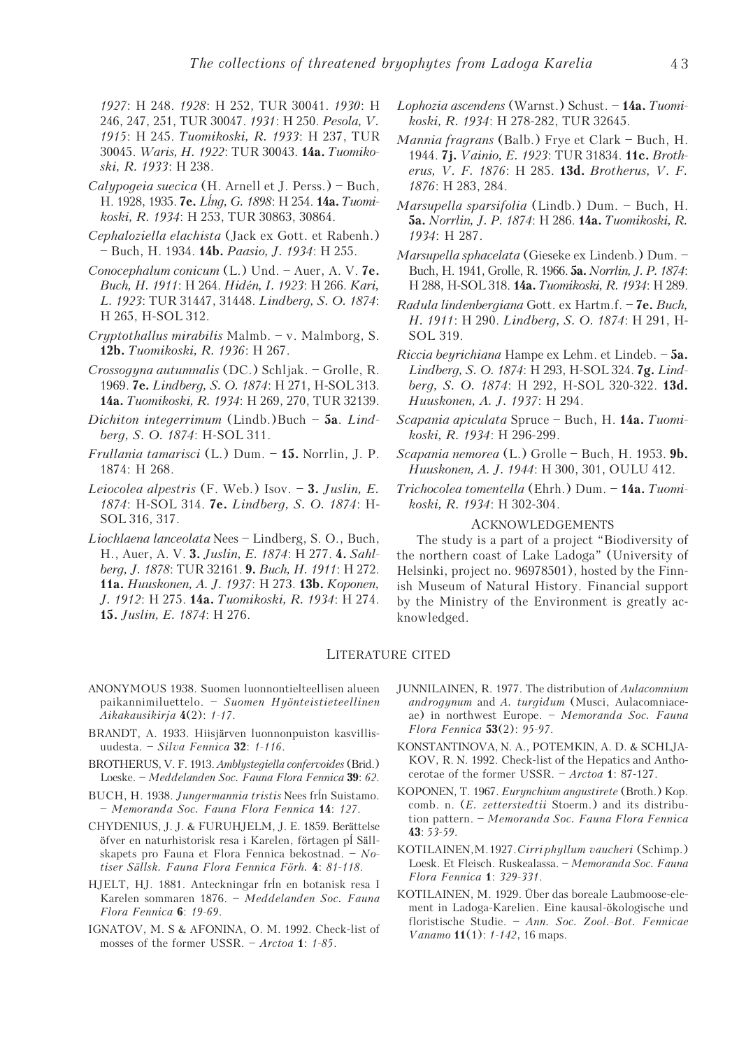*1927*: H 248. *1928*: H 252, TUR 30041. *1930*: H 246, 247, 251, TUR 30047. *1931*: H 250. *Pesola, V. 1915*: H 245. *Tuomikoski, R. 1933*: H 237, TUR 30045. *Waris, H. 1922*: TUR 30043. **14a.** *Tuomikoski, R. 1933*: H 238.

*Calypogeia suecica* (H. Arnell et J. Perss.) – Buch, H. 1928, 1935. **7e.** *LÍng, G. 1898*: H 254. **14a.** *Tuomikoski, R. 1934*: H 253, TUR 30863, 30864.

*Cephaloziella elachista* (Jack ex Gott. et Rabenh.) – Buch, H. 1934. **14b.** *Paasio, J. 1934*: H 255.

*Conocephalum conicum* (L.) Und. – Auer, A. V. **7e.** *Buch, H. 1911*: H 264. *Hidén, I. 1923*: H 266. *Kari, L. 1923*: TUR 31447, 31448. *Lindberg, S. O. 1874*: H 265, H-SOL 312.

*Cryptothallus mirabilis* Malmb. – v. Malmborg, S. **12b.** *Tuomikoski, R. 1936*: H 267.

*Crossogyna autumnalis* (DC.) Schljak. – Grolle, R. 1969. **7e.** *Lindberg, S. O. 1874*: H 271, H-SOL 313. **14a.** *Tuomikoski, R. 1934*: H 269, 270, TUR 32139.

*Dichiton integerrimum* (Lindb.)Buch – **5a**. *Lindberg, S. O. 1874*: H-SOL 311.

*Frullania tamarisci* (L.) Dum. – **15.** Norrlin, J. P. 1874: H 268.

*Leiocolea alpestris* (F. Web.) Isov. – **3.** *Juslin, E. 1874*: H-SOL 314. **7e.** *Lindberg, S. O. 1874*: H-SOL 316, 317.

*Liochlaena lanceolata* Nees – Lindberg, S. O., Buch, H., Auer, A. V. **3.** *Juslin, E. 1874*: H 277. **4.** *Sahlberg, J. 1878*: TUR 32161. **9.** *Buch, H. 1911*: H 272. **11a.** *Huuskonen, A. J. 1937*: H 273. **13b.** *Koponen, J. 1912*: H 275. **14a.** *Tuomikoski, R. 1934*: H 274. **15.** *Juslin, E. 1874*: H 276.

*Lophozia ascendens* (Warnst.) Schust. – **14a.** *Tuomikoski, R. 1934*: H 278-282, TUR 32645.

*Mannia fragrans* (Balb.) Frye et Clark – Buch, H. 1944. **7j.** *Vainio, E. 1923*: TUR 31834. **11c.** *Brotherus, V. F. 1876*: H 285. **13d.** *Brotherus, V. F. 1876*: H 283, 284.

*Marsupella sparsifolia* (Lindb.) Dum. – Buch, H. **5a.** *Norrlin, J. P. 1874*: H 286. **14a.** *Tuomikoski, R. 1934*: H 287.

*Marsupella sphacelata* (Gieseke ex Lindenb.) Dum. – Buch, H. 1941, Grolle, R. 1966. **5a.** *Norrlin, J. P. 1874*: H 288, H-SOL 318. **14a.** *Tuomikoski, R. 1934*: H 289.

*Radula lindenbergiana* Gott. ex Hartm.f. – **7e.** *Buch, H. 1911*: H 290. *Lindberg, S. O. 1874*: H 291, H-SOL 319.

*Riccia beyrichiana* Hampe ex Lehm. et Lindeb. – **5a.** *Lindberg, S. O. 1874*: H 293, H-SOL 324. **7g.** *Lindberg, S. O. 1874*: H 292, H-SOL 320-322. **13d.** *Huuskonen, A. J. 1937*: H 294.

*Scapania apiculata* Spruce – Buch, H. **14a.** *Tuomikoski, R. 1934*: H 296-299.

*Scapania nemorea* (L.) Grolle – Buch, H. 1953. **9b.** *Huuskonen, A. J. 1944*: H 300, 301, OULU 412.

*Trichocolea tomentella* (Ehrh.) Dum. – **14a.** *Tuomikoski, R. 1934*: H 302-304.

## Acknowledgements

The study is a part of a project "Biodiversity of the northern coast of Lake Ladoga" (University of Helsinki, project no. 96978501), hosted by the Finnish Museum of Natural History. Financial support by the Ministry of the Environment is greatly acknowledged.

## Literature cited

ANONYMOUS 1938. Suomen luonnontielteellisen alueen paikannimiluettelo. – *Suomen Hyönteistieteellinen Aikakausikirja* **4**(2): *1-17*.

BRANDT, A. 1933. Hiisjärven luonnonpuiston kasvillisuudesta. – *Silva Fennica* **32**: *1-116*.

BROTHERUS, V. F. 1913. *Amblystegiella confervoides* (Brid.) Loeske. – *Meddelanden Soc. Fauna Flora Fennica* **39**: *62*.

BUCH, H. 1938. *Jungermannia tristis* Nees frÍn Suistamo. – *Memoranda Soc. Fauna Flora Fennica* **14**: *127*.

CHYDENIUS, J. J. & FURUHJELM, J. E. 1859. Berättelse öfver en naturhistorisk resa i Karelen, förtagen pÍ Sällskapets pro Fauna et Flora Fennica bekostnad. – *Notiser Sällsk. Fauna Flora Fennica Förh.* **4**: *81-118*.

HJELT, HJ. 1881. Anteckningar frÍn en botanisk resa I Karelen sommaren 1876. – *Meddelanden Soc. Fauna Flora Fennica* **6**: *19-69*.

IGNATOV, M. S & AFONINA, O. M. 1992. Check-list of mosses of the former USSR. – *Arctoa* **1**: *1-85*.

JUNNILAINEN, R. 1977. The distribution of *Aulacomnium androgynum* and *A. turgidum* (Musci, Aulacomniaceae) in northwest Europe. – *Memoranda Soc. Fauna Flora Fennica* **53**(2): *95-97*.

KONSTANTINOVA, N. A., POTEMKIN, A. D. & SCHLJAKOV, R. N. 1992. Check-list of the Hepatics and Anthocerotae of the former USSR. – *Arctoa* **1**: 87-127.

KOPONEN, T. 1967. *Eurynchium angustirete* (Broth.) Kop. comb. n. (*E. zetterstedtii* Stoerm.) and its distribution pattern. – *Memoranda Soc. Fauna Flora Fennica* **43**: *53-59*.

KOTILAINEN, M. 1927. *Cirriphyllum vaucheri* (Schimp.) Loesk. Et Fleisch. Ruskealassa. – *Memoranda Soc. Fauna Flora Fennica* **1**: *329-331*.

KOTILAINEN, M. 1929. Über das boreale Laubmoose-element in Ladoga-Karelien. Eine kausal-ökologische und floristische Studie. – *Ann. Soc. Zool.-Bot. Fennicae Vanamo* **11**(1): *1-142*, 16 maps.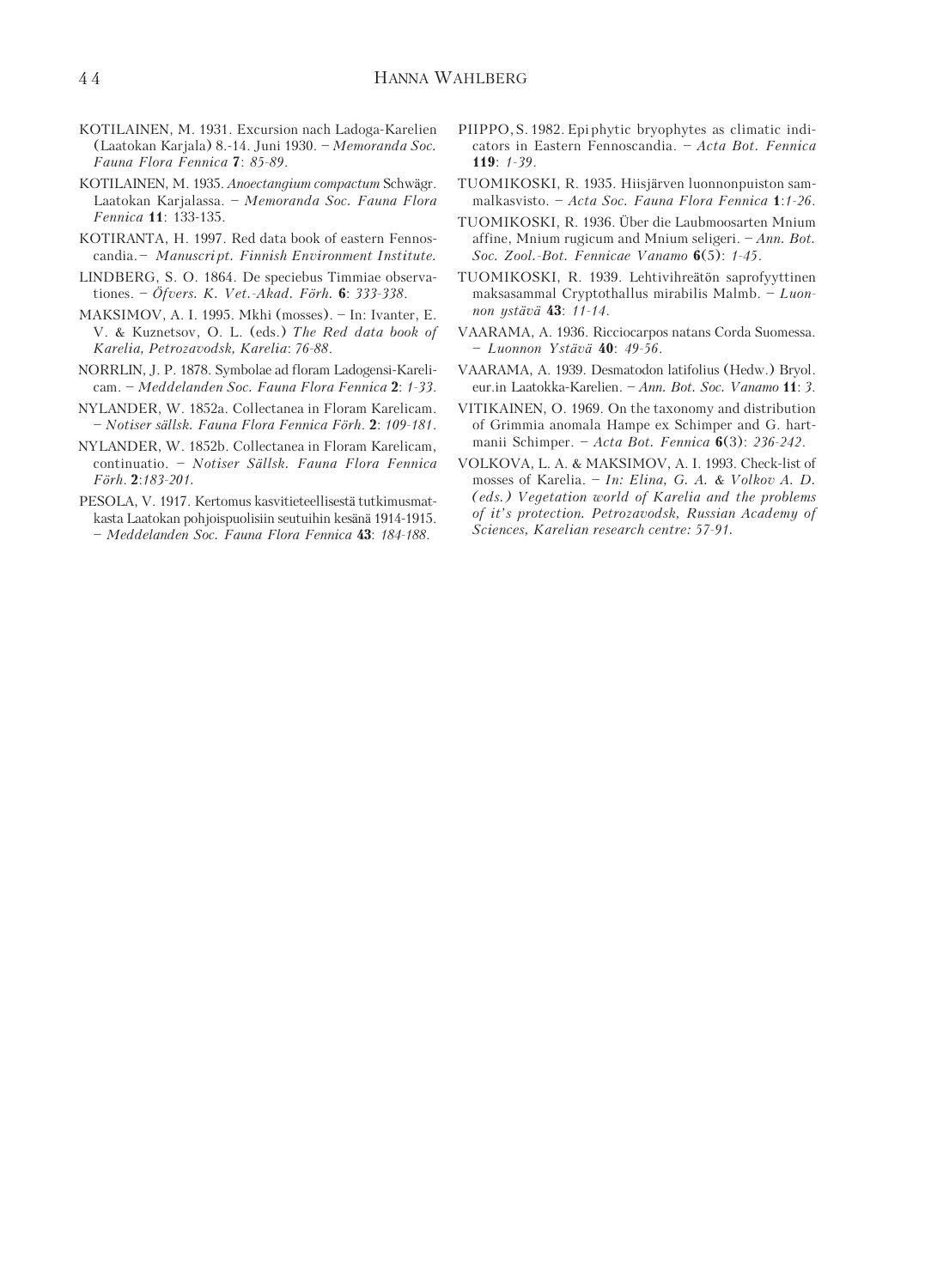KOTILAINEN, M. 1931. Excursion nach Ladoga-Karelien (Laatokan Karjala) 8.-14. Juni 1930. – *Memoranda Soc. Fauna Flora Fennica* **7**: *85-89*.

KOTILAINEN, M. 1935. *Anoectangium compactum* Schwägr. Laatokan Karjalassa. – *Memoranda Soc. Fauna Flora Fennica* **11**: 133-135.

KOTIRANTA, H. 1997. Red data book of eastern Fennoscandia.– *Manuscript. Finnish Environment Institute.*

LINDBERG, S. O. 1864. De speciebus Timmiae observationes. – *Öfvers. K. Vet.-Akad. Förh.* **6**: *333-338*.

MAKSIMOV, A. I. 1995. Mkhi (mosses). – In: Ivanter, E. V. & Kuznetsov, O. L. (eds.) *The Red data book of Karelia, Petrozavodsk, Karelia*: *76-88*.

NORRLIN, J. P. 1878. Symbolae ad floram Ladogensi-Karelicam. – *Meddelanden Soc. Fauna Flora Fennica* **2**: *1-33*.

NYLANDER, W. 1852a. Collectanea in Floram Karelicam. – *Notiser sällsk. Fauna Flora Fennica Förh.* **2**: *109-181*.

NYLANDER, W. 1852b. Collectanea in Floram Karelicam, continuatio. – *Notiser Sällsk. Fauna Flora Fennica Förh.* **2**:*183-201*.

PESOLA, V. 1917. Kertomus kasvitieteellisestä tutkimusmatkasta Laatokan pohjoispuolisiin seutuihin kesänä 1914-1915. – *Meddelanden Soc. Fauna Flora Fennica* **43**: *184-188*.

PIIPPO, S. 1982. Epiphytic bryophytes as climatic indicators in Eastern Fennoscandia. – *Acta Bot. Fennica* **119**: *1-39*.

TUOMIKOSKI, R. 1935. Hiisjärven luonnonpuiston sammalkasvisto. – *Acta Soc. Fauna Flora Fennica* **1**:*1-26*.

TUOMIKOSKI, R. 1936. Über die Laubmoosarten Mnium affine, Mnium rugicum and Mnium seligeri. – *Ann. Bot. Soc. Zool.-Bot. Fennicae Vanamo* **6**(5): *1-45*.

TUOMIKOSKI, R. 1939. Lehtivihreätön saprofyyttinen maksasammal Cryptothallus mirabilis Malmb. – *Luonnon ystävä* **43**: *11-14*.

VAARAMA, A. 1936. Ricciocarpos natans Corda Suomessa. – *Luonnon Ystävä* **40**: *49-56*.

VAARAMA, A. 1939. Desmatodon latifolius (Hedw.) Bryol. eur.in Laatokka-Karelien. – *Ann. Bot. Soc. Vanamo* **11**: *3*.

VITIKAINEN, O. 1969. On the taxonomy and distribution of Grimmia anomala Hampe ex Schimper and G. hartmanii Schimper. – *Acta Bot. Fennica* **6**(3): *236-242*.

VOLKOVA, L. A. & MAKSIMOV, A. I. 1993. Check-list of mosses of Karelia. – *In: Elina, G. A. & Volkov A. D. (eds.) Vegetation world of Karelia and the problems of it's protection. Petrozavodsk, Russian Academy of Sciences, Karelian research centre: 57-91.*